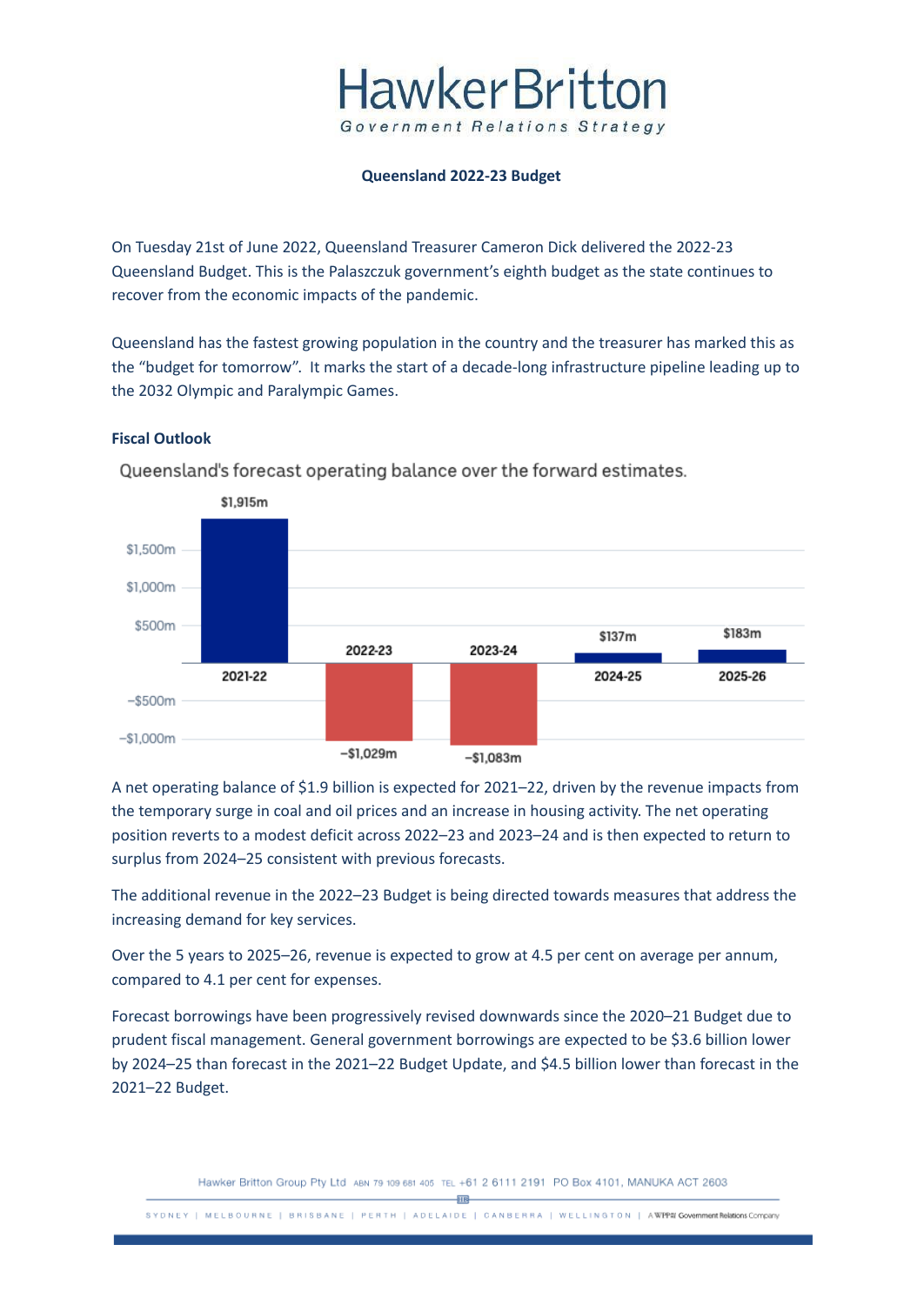**Queensland 2022-23 Budget**

On Tuesday 21st of June 2022, Queensland Treasurer Cameron Dick delivered the 2022-23 Queensland Budget. This is the Palaszczuk government's eighth budget as the state continues to recover from the economic impacts of the pandemic.

Queensland has the fastest growing population in the country and the treasurer has marked this as the "budget for tomorrow". It marks the start of a decade-long infrastructure pipeline leading up to the 2032 Olympic and Paralympic Games.

**Fiscal Outlook**

Queensland's forecast operating balance over the forward estimates.

| Year | Operating balance |
| --- | --- |
| 2021-22 | $1,915m |
| 2022-23 | −$1,029m |
| 2023-24 | −$1,083m |
| 2024-25 | $137m |
| 2025-26 | $183m |

A net operating balance of $1.9 billion is expected for 2021–22, driven by the revenue impacts from the temporary surge in coal and oil prices and an increase in housing activity. The net operating position reverts to a modest deficit across 2022–23 and 2023–24 and is then expected to return to surplus from 2024–25 consistent with previous forecasts.

The additional revenue in the 2022–23 Budget is being directed towards measures that address the increasing demand for key services.

Over the 5 years to 2025–26, revenue is expected to grow at 4.5 per cent on average per annum, compared to 4.1 per cent for expenses.

Forecast borrowings have been progressively revised downwards since the 2020–21 Budget due to prudent fiscal management. General government borrowings are expected to be $3.6 billion lower by 2024–25 than forecast in the 2021–22 Budget Update, and $4.5 billion lower than forecast in the 2021–22 Budget.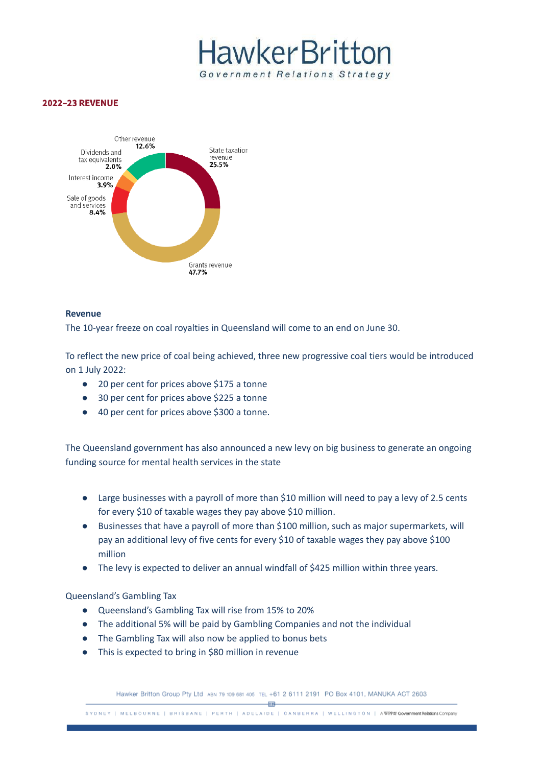## 2022–23 REVENUE

Other revenue 12.6%
Dividends and tax equivalents 2.0%
Interest income 3.9%
Sale of goods and services 8.4%
State taxation revenue 25.5%
Grants revenue 47.7%

### Revenue

The 10-year freeze on coal royalties in Queensland will come to an end on June 30.

To reflect the new price of coal being achieved, three new progressive coal tiers would be introduced on 1 July 2022:

- 20 per cent for prices above $175 a tonne
- 30 per cent for prices above $225 a tonne
- 40 per cent for prices above $300 a tonne.

The Queensland government has also announced a new levy on big business to generate an ongoing funding source for mental health services in the state

- Large businesses with a payroll of more than $10 million will need to pay a levy of 2.5 cents for every $10 of taxable wages they pay above $10 million.
- Businesses that have a payroll of more than $100 million, such as major supermarkets, will pay an additional levy of five cents for every $10 of taxable wages they pay above $100 million
- The levy is expected to deliver an annual windfall of $425 million within three years.

Queensland's Gambling Tax

- Queensland's Gambling Tax will rise from 15% to 20%
- The additional 5% will be paid by Gambling Companies and not the individual
- The Gambling Tax will also now be applied to bonus bets
- This is expected to bring in $80 million in revenue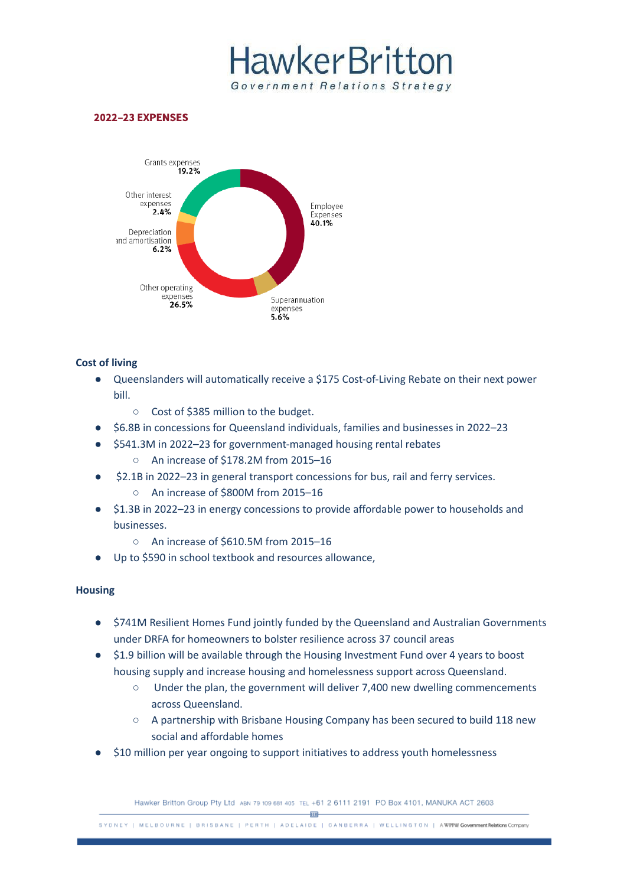## 2022–23 EXPENSES

- Employee Expenses 40.1%
- Superannuation expenses 5.6%
- Other operating expenses 26.5%
- Depreciation and amortisation 6.2%
- Other interest expenses 2.4%
- Grants expenses 19.2%

### Cost of living

- Queenslanders will automatically receive a $175 Cost-of-Living Rebate on their next power bill.
  - Cost of $385 million to the budget.
- $6.8B in concessions for Queensland individuals, families and businesses in 2022–23
- $541.3M in 2022–23 for government-managed housing rental rebates
  - An increase of $178.2M from 2015–16
- $2.1B in 2022–23 in general transport concessions for bus, rail and ferry services.
  - An increase of $800M from 2015–16
- $1.3B in 2022–23 in energy concessions to provide affordable power to households and businesses.
  - An increase of $610.5M from 2015–16
- Up to $590 in school textbook and resources allowance,

### Housing

- $741M Resilient Homes Fund jointly funded by the Queensland and Australian Governments under DRFA for homeowners to bolster resilience across 37 council areas
- $1.9 billion will be available through the Housing Investment Fund over 4 years to boost housing supply and increase housing and homelessness support across Queensland.
  - Under the plan, the government will deliver 7,400 new dwelling commencements across Queensland.
  - A partnership with Brisbane Housing Company has been secured to build 118 new social and affordable homes
- $10 million per year ongoing to support initiatives to address youth homelessness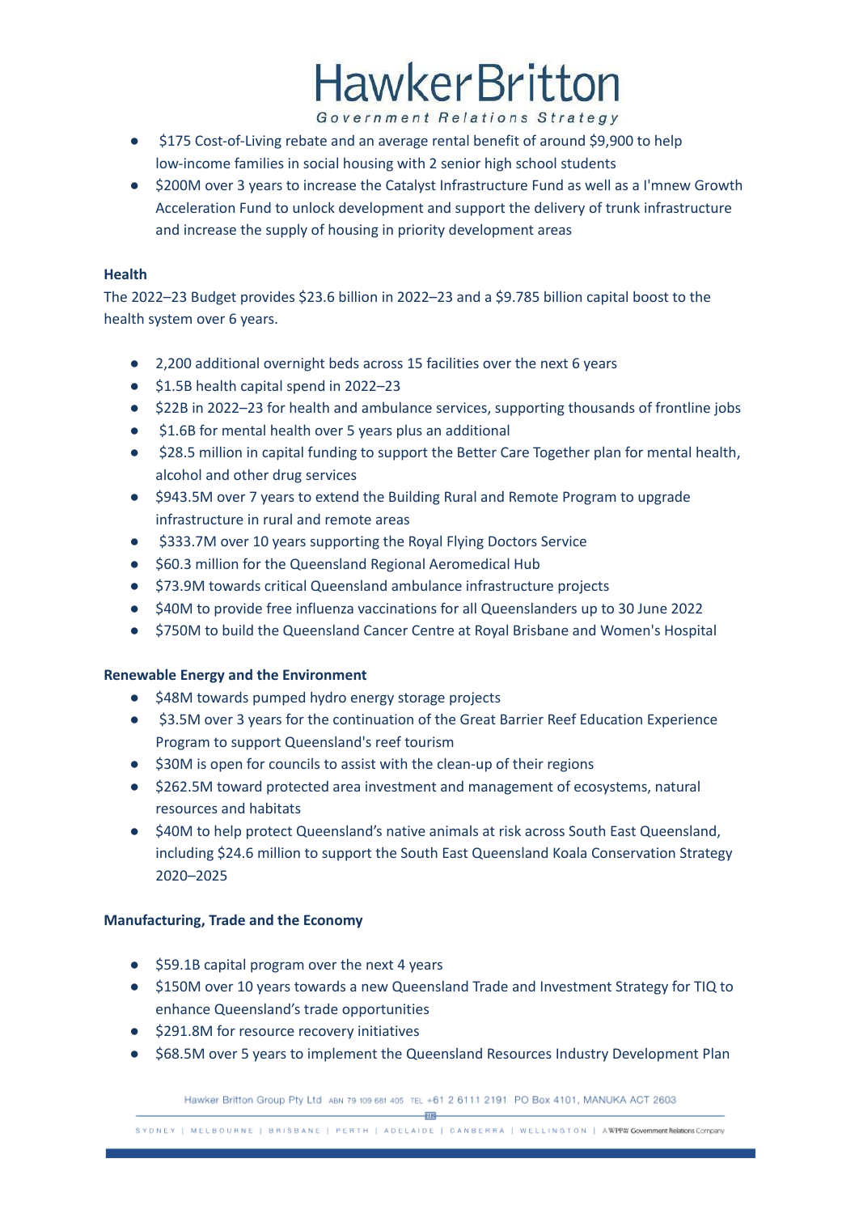- $175 Cost-of-Living rebate and an average rental benefit of around $9,900 to help low-income families in social housing with 2 senior high school students
- $200M over 3 years to increase the Catalyst Infrastructure Fund as well as a I'mnew Growth Acceleration Fund to unlock development and support the delivery of trunk infrastructure and increase the supply of housing in priority development areas

**Health**

The 2022–23 Budget provides $23.6 billion in 2022–23 and a $9.785 billion capital boost to the health system over 6 years.

- 2,200 additional overnight beds across 15 facilities over the next 6 years
- $1.5B health capital spend in 2022–23
- $22B in 2022–23 for health and ambulance services, supporting thousands of frontline jobs
- $1.6B for mental health over 5 years plus an additional
- $28.5 million in capital funding to support the Better Care Together plan for mental health, alcohol and other drug services
- $943.5M over 7 years to extend the Building Rural and Remote Program to upgrade infrastructure in rural and remote areas
- $333.7M over 10 years supporting the Royal Flying Doctors Service
- $60.3 million for the Queensland Regional Aeromedical Hub
- $73.9M towards critical Queensland ambulance infrastructure projects
- $40M to provide free influenza vaccinations for all Queenslanders up to 30 June 2022
- $750M to build the Queensland Cancer Centre at Royal Brisbane and Women's Hospital

**Renewable Energy and the Environment**

- $48M towards pumped hydro energy storage projects
- $3.5M over 3 years for the continuation of the Great Barrier Reef Education Experience Program to support Queensland's reef tourism
- $30M is open for councils to assist with the clean-up of their regions
- $262.5M toward protected area investment and management of ecosystems, natural resources and habitats
- $40M to help protect Queensland's native animals at risk across South East Queensland, including $24.6 million to support the South East Queensland Koala Conservation Strategy 2020–2025

**Manufacturing, Trade and the Economy**

- $59.1B capital program over the next 4 years
- $150M over 10 years towards a new Queensland Trade and Investment Strategy for TIQ to enhance Queensland's trade opportunities
- $291.8M for resource recovery initiatives
- $68.5M over 5 years to implement the Queensland Resources Industry Development Plan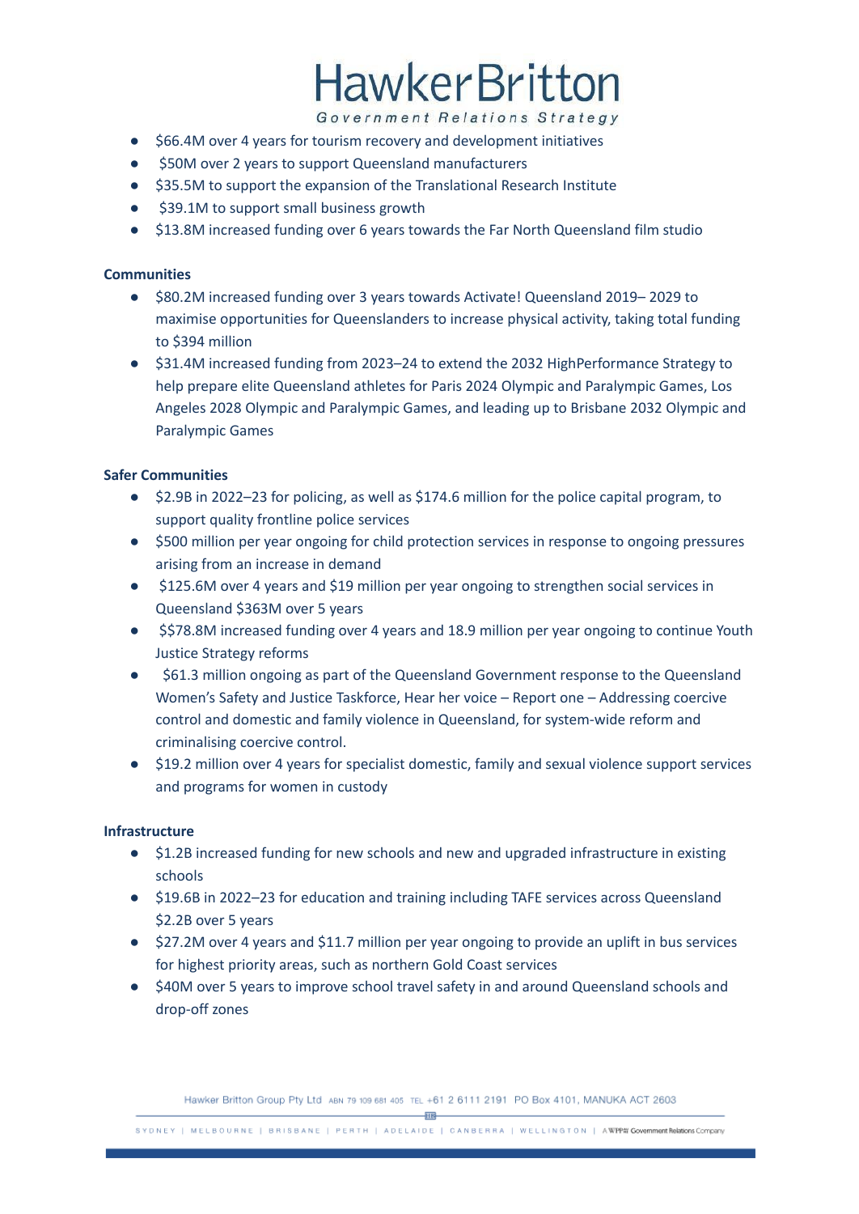- $66.4M over 4 years for tourism recovery and development initiatives
- $50M over 2 years to support Queensland manufacturers
- $35.5M to support the expansion of the Translational Research Institute
- $39.1M to support small business growth
- $13.8M increased funding over 6 years towards the Far North Queensland film studio

**Communities**

- $80.2M increased funding over 3 years towards Activate! Queensland 2019– 2029 to maximise opportunities for Queenslanders to increase physical activity, taking total funding to $394 million
- $31.4M increased funding from 2023–24 to extend the 2032 HighPerformance Strategy to help prepare elite Queensland athletes for Paris 2024 Olympic and Paralympic Games, Los Angeles 2028 Olympic and Paralympic Games, and leading up to Brisbane 2032 Olympic and Paralympic Games

**Safer Communities**

- $2.9B in 2022–23 for policing, as well as $174.6 million for the police capital program, to support quality frontline police services
- $500 million per year ongoing for child protection services in response to ongoing pressures arising from an increase in demand
- $125.6M over 4 years and $19 million per year ongoing to strengthen social services in Queensland $363M over 5 years
- $$78.8M increased funding over 4 years and 18.9 million per year ongoing to continue Youth Justice Strategy reforms
- $61.3 million ongoing as part of the Queensland Government response to the Queensland Women's Safety and Justice Taskforce, Hear her voice – Report one – Addressing coercive control and domestic and family violence in Queensland, for system-wide reform and criminalising coercive control.
- $19.2 million over 4 years for specialist domestic, family and sexual violence support services and programs for women in custody

**Infrastructure**

- $1.2B increased funding for new schools and new and upgraded infrastructure in existing schools
- $19.6B in 2022–23 for education and training including TAFE services across Queensland $2.2B over 5 years
- $27.2M over 4 years and $11.7 million per year ongoing to provide an uplift in bus services for highest priority areas, such as northern Gold Coast services
- $40M over 5 years to improve school travel safety in and around Queensland schools and drop-off zones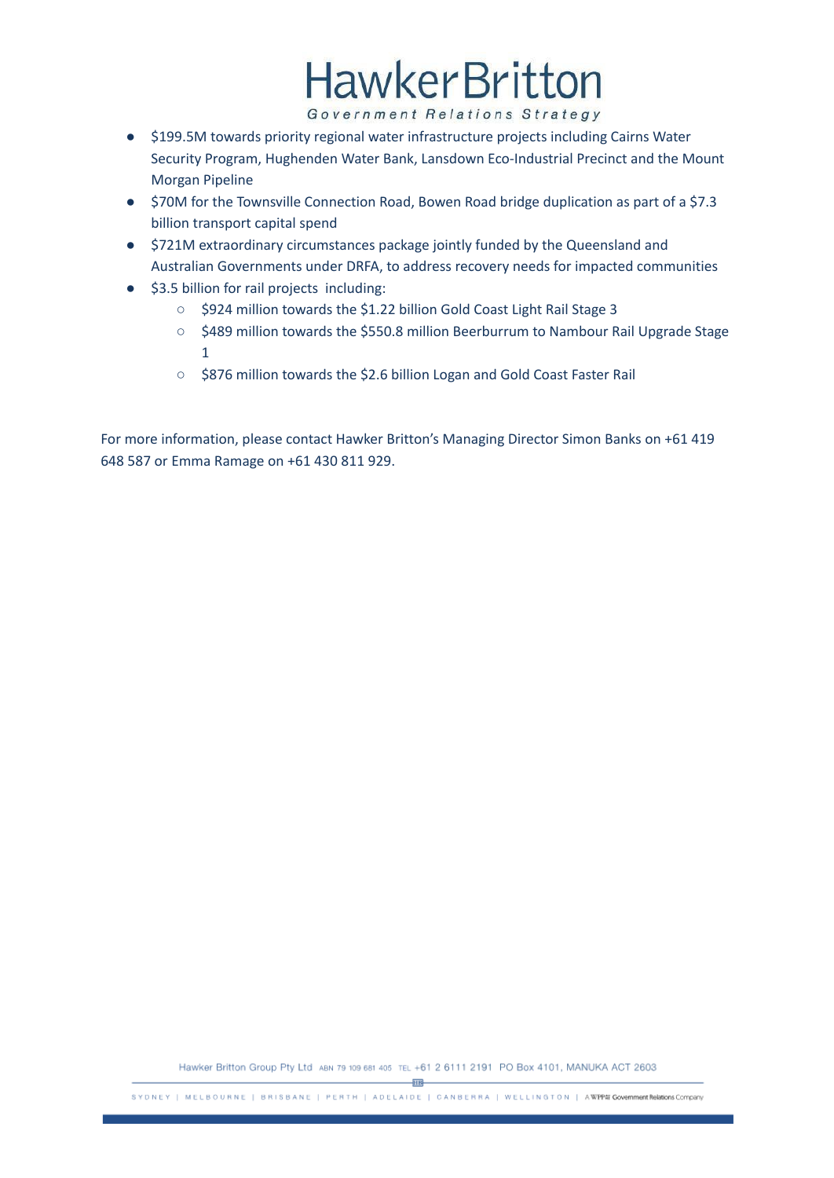- $199.5M towards priority regional water infrastructure projects including Cairns Water Security Program, Hughenden Water Bank, Lansdown Eco-Industrial Precinct and the Mount Morgan Pipeline
- $70M for the Townsville Connection Road, Bowen Road bridge duplication as part of a $7.3 billion transport capital spend
- $721M extraordinary circumstances package jointly funded by the Queensland and Australian Governments under DRFA, to address recovery needs for impacted communities
- $3.5 billion for rail projects including:
  - $924 million towards the $1.22 billion Gold Coast Light Rail Stage 3
  - $489 million towards the $550.8 million Beerburrum to Nambour Rail Upgrade Stage 1
  - $876 million towards the $2.6 billion Logan and Gold Coast Faster Rail

For more information, please contact Hawker Britton's Managing Director Simon Banks on +61 419 648 587 or Emma Ramage on +61 430 811 929.